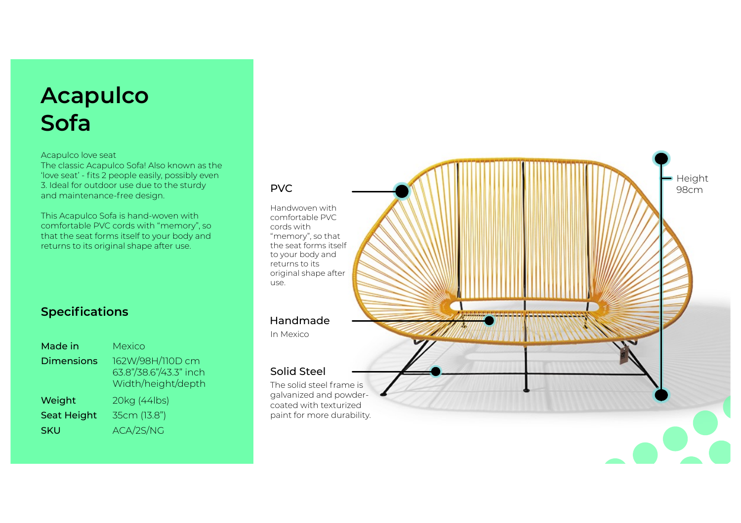# Acapulco Sofa

Acapulco love seat
The classic Acapulco Sofa! Also known as the 'love seat' - fits 2 people easily, possibly even 3. Ideal for outdoor use due to the sturdy and maintenance-free design.

This Acapulco Sofa is hand-woven with comfortable PVC cords with "memory", so that the seat forms itself to your body and returns to its original shape after use.

## Specifications

| | |
|---|---|
| **Made in** | Mexico |
| **Dimensions** | 162W/98H/110D cm<br>63.8"/38.6"/43.3" inch<br>Width/height/depth |
| **Weight** | 20kg (44lbs) |
| **Seat Height** | 35cm (13.8") |
| **SKU** | ACA/2S/NG |

### PVC

Handwoven with comfortable PVC cords with "memory", so that the seat forms itself to your body and returns to its original shape after use.

### Handmade

In Mexico

### Solid Steel

The solid steel frame is galvanized and powder-coated with texturized paint for more durability.

Height 98cm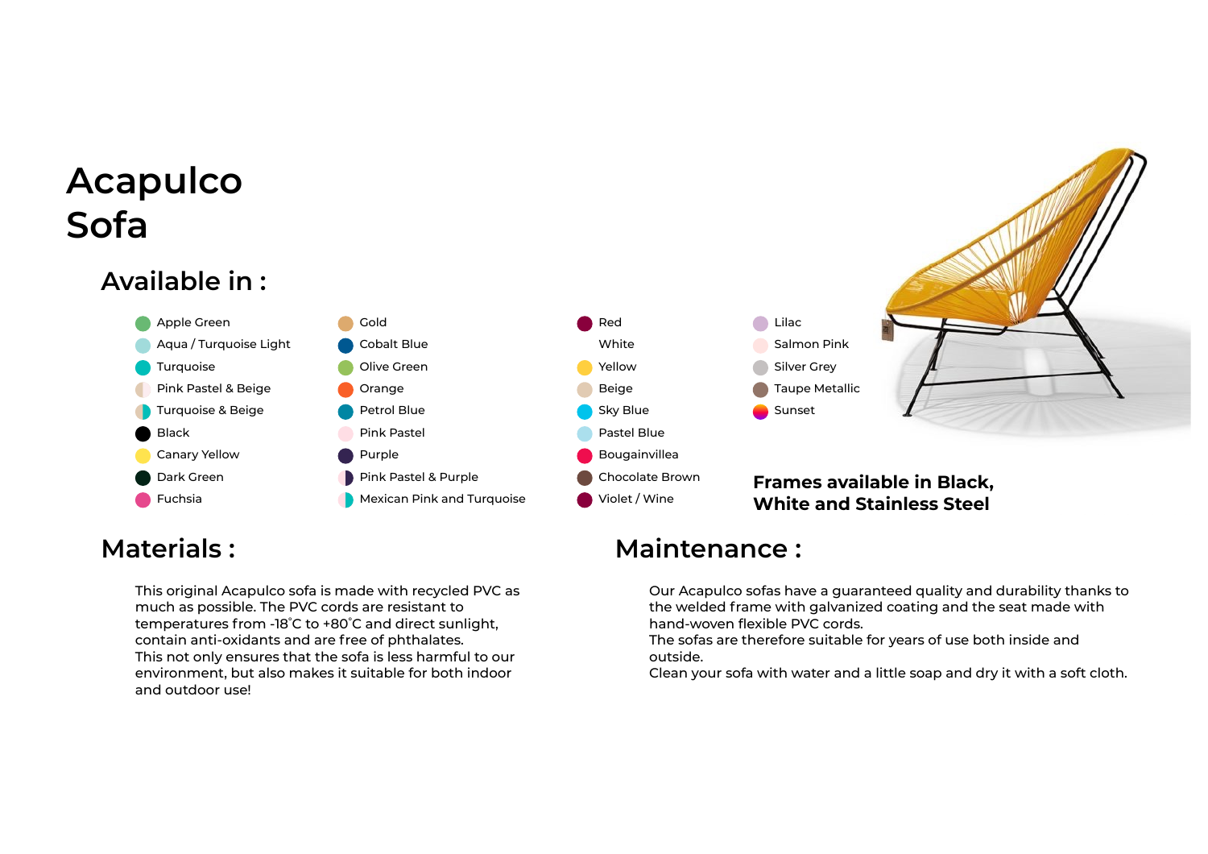# Acapulco Sofa

## Available in :

- Apple Green
- Aqua / Turquoise Light
- Turquoise
- Pink Pastel & Beige
- Turquoise & Beige
- Black
- Canary Yellow
- Dark Green
- Fuchsia
- Gold
- Cobalt Blue
- Olive Green
- Orange
- Petrol Blue
- Pink Pastel
- Purple
- Pink Pastel & Purple
- Mexican Pink and Turquoise
- Red
- White
- Yellow
- Beige
- Sky Blue
- Pastel Blue
- Bougainvillea
- Chocolate Brown
- Violet / Wine
- Lilac
- Salmon Pink
- Silver Grey
- Taupe Metallic
- Sunset

**Frames available in Black, White and Stainless Steel**

## Materials :

This original Acapulco sofa is made with recycled PVC as much as possible. The PVC cords are resistant to temperatures from -18˚C to +80˚C and direct sunlight, contain anti-oxidants and are free of phthalates.
This not only ensures that the sofa is less harmful to our environment, but also makes it suitable for both indoor and outdoor use!

## Maintenance :

Our Acapulco sofas have a guaranteed quality and durability thanks to the welded frame with galvanized coating and the seat made with hand-woven flexible PVC cords.
The sofas are therefore suitable for years of use both inside and outside.
Clean your sofa with water and a little soap and dry it with a soft cloth.